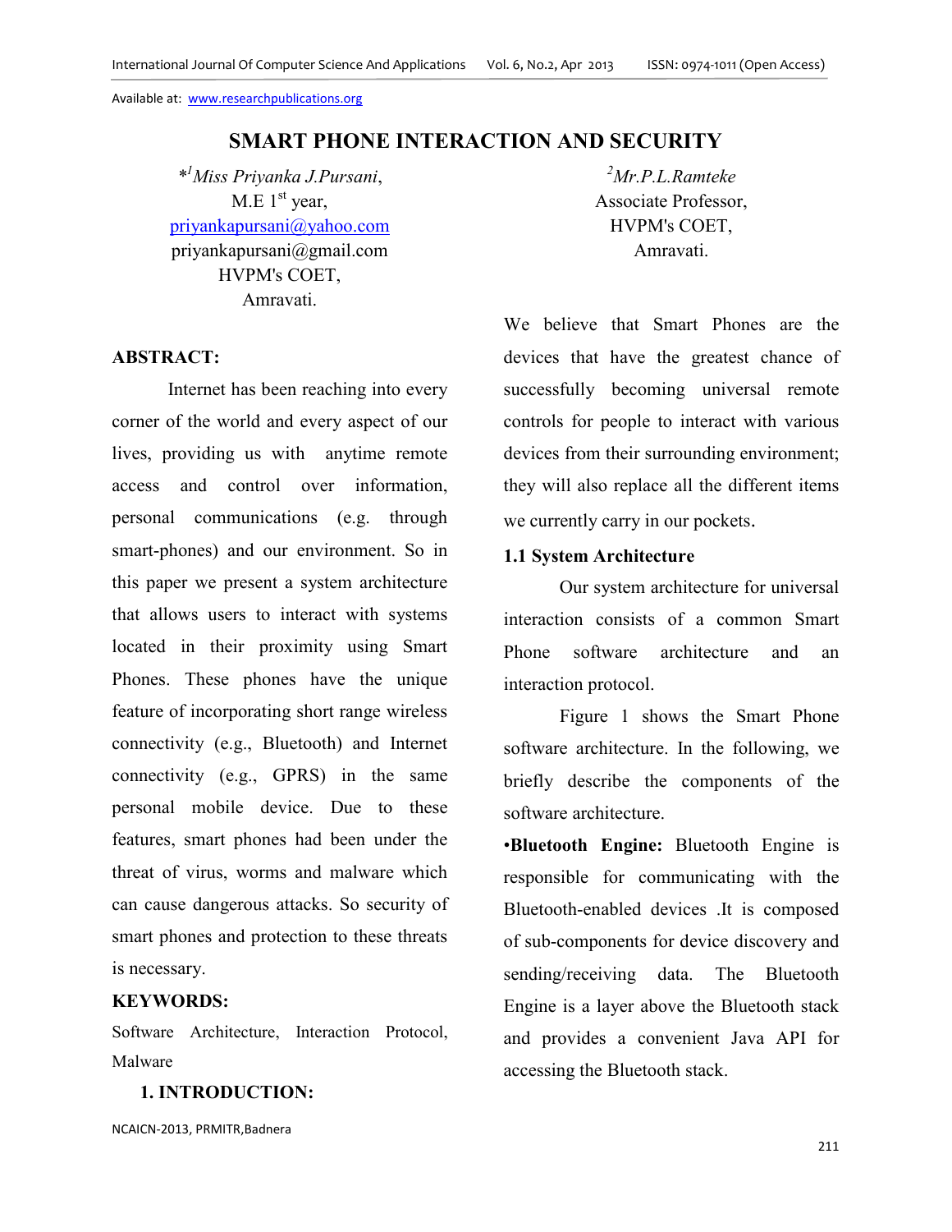Available at: www.researchpublications.org

# SMART PHONE INTERACTION AND SECURITY

*[1] *Miss Priyanka J.Pursani*,
M.E 1st year,
priyankapursani@yahoo.com
priyankapursani@gmail.com
HVPM's COET,
Amravati.

[2] *Mr.P.L.Ramteke*
Associate Professor,
HVPM's COET,
Amravati.

## ABSTRACT:

Internet has been reaching into every corner of the world and every aspect of our lives, providing us with anytime remote access and control over information, personal communications (e.g. through smart-phones) and our environment. So in this paper we present a system architecture that allows users to interact with systems located in their proximity using Smart Phones. These phones have the unique feature of incorporating short range wireless connectivity (e.g., Bluetooth) and Internet connectivity (e.g., GPRS) in the same personal mobile device. Due to these features, smart phones had been under the threat of virus, worms and malware which can cause dangerous attacks. So security of smart phones and protection to these threats is necessary.

## KEYWORDS:

Software Architecture, Interaction Protocol, Malware

## 1. INTRODUCTION:

We believe that Smart Phones are the devices that have the greatest chance of successfully becoming universal remote controls for people to interact with various devices from their surrounding environment; they will also replace all the different items we currently carry in our pockets.

### 1.1 System Architecture

Our system architecture for universal interaction consists of a common Smart Phone software architecture and an interaction protocol.

Figure 1 shows the Smart Phone software architecture. In the following, we briefly describe the components of the software architecture.

•**Bluetooth Engine:** Bluetooth Engine is responsible for communicating with the Bluetooth-enabled devices .It is composed of sub-components for device discovery and sending/receiving data. The Bluetooth Engine is a layer above the Bluetooth stack and provides a convenient Java API for accessing the Bluetooth stack.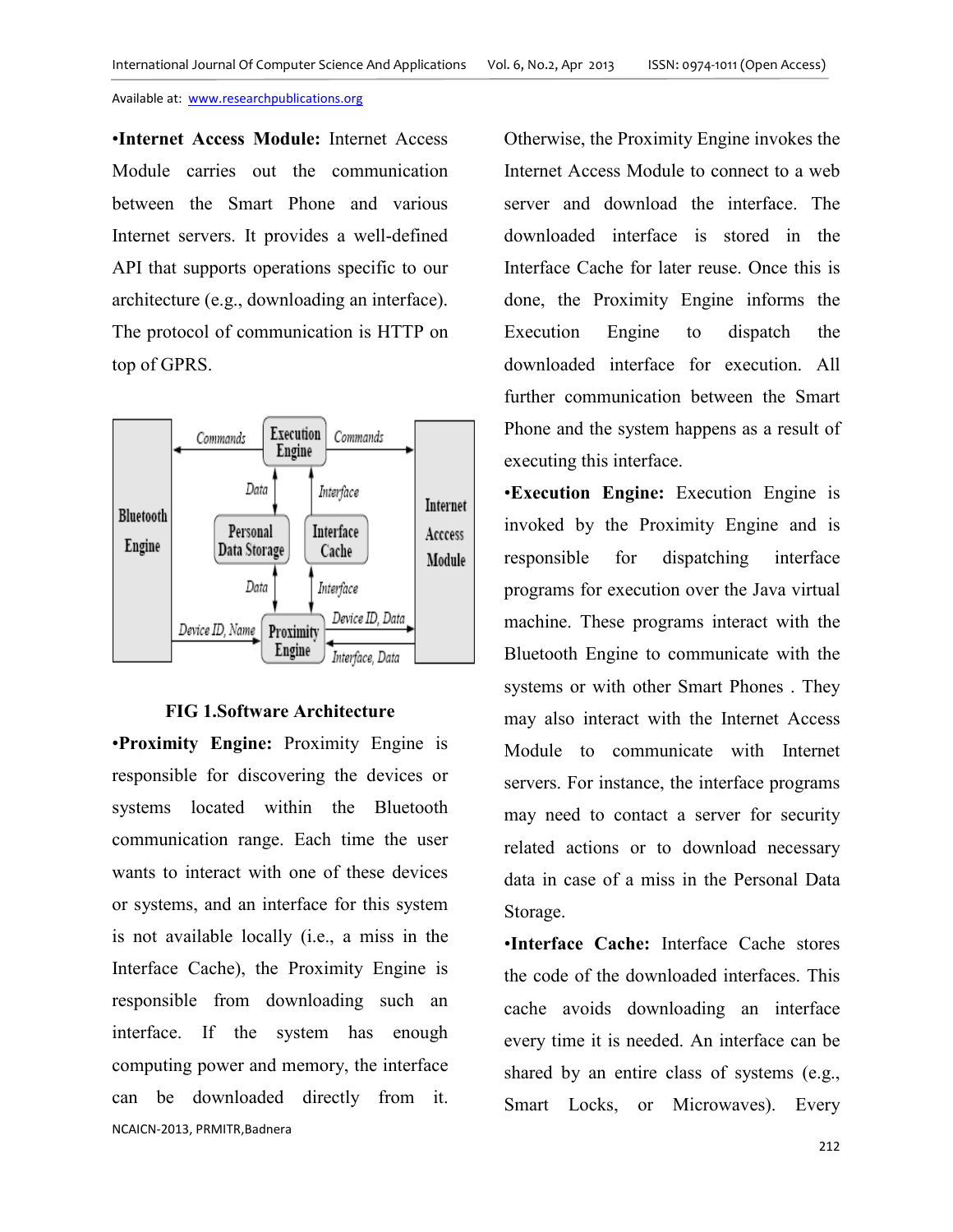•**Internet Access Module:** Internet Access Module carries out the communication between the Smart Phone and various Internet servers. It provides a well-defined API that supports operations specific to our architecture (e.g., downloading an interface). The protocol of communication is HTTP on top of GPRS.

**FIG 1.Software Architecture**

•**Proximity Engine:** Proximity Engine is responsible for discovering the devices or systems located within the Bluetooth communication range. Each time the user wants to interact with one of these devices or systems, and an interface for this system is not available locally (i.e., a miss in the Interface Cache), the Proximity Engine is responsible from downloading such an interface. If the system has enough computing power and memory, the interface can be downloaded directly from it. Otherwise, the Proximity Engine invokes the Internet Access Module to connect to a web server and download the interface. The downloaded interface is stored in the Interface Cache for later reuse. Once this is done, the Proximity Engine informs the Execution Engine to dispatch the downloaded interface for execution. All further communication between the Smart Phone and the system happens as a result of executing this interface.

•**Execution Engine:** Execution Engine is invoked by the Proximity Engine and is responsible for dispatching interface programs for execution over the Java virtual machine. These programs interact with the Bluetooth Engine to communicate with the systems or with other Smart Phones . They may also interact with the Internet Access Module to communicate with Internet servers. For instance, the interface programs may need to contact a server for security related actions or to download necessary data in case of a miss in the Personal Data Storage.

•**Interface Cache:** Interface Cache stores the code of the downloaded interfaces. This cache avoids downloading an interface every time it is needed. An interface can be shared by an entire class of systems (e.g., Smart Locks, or Microwaves). Every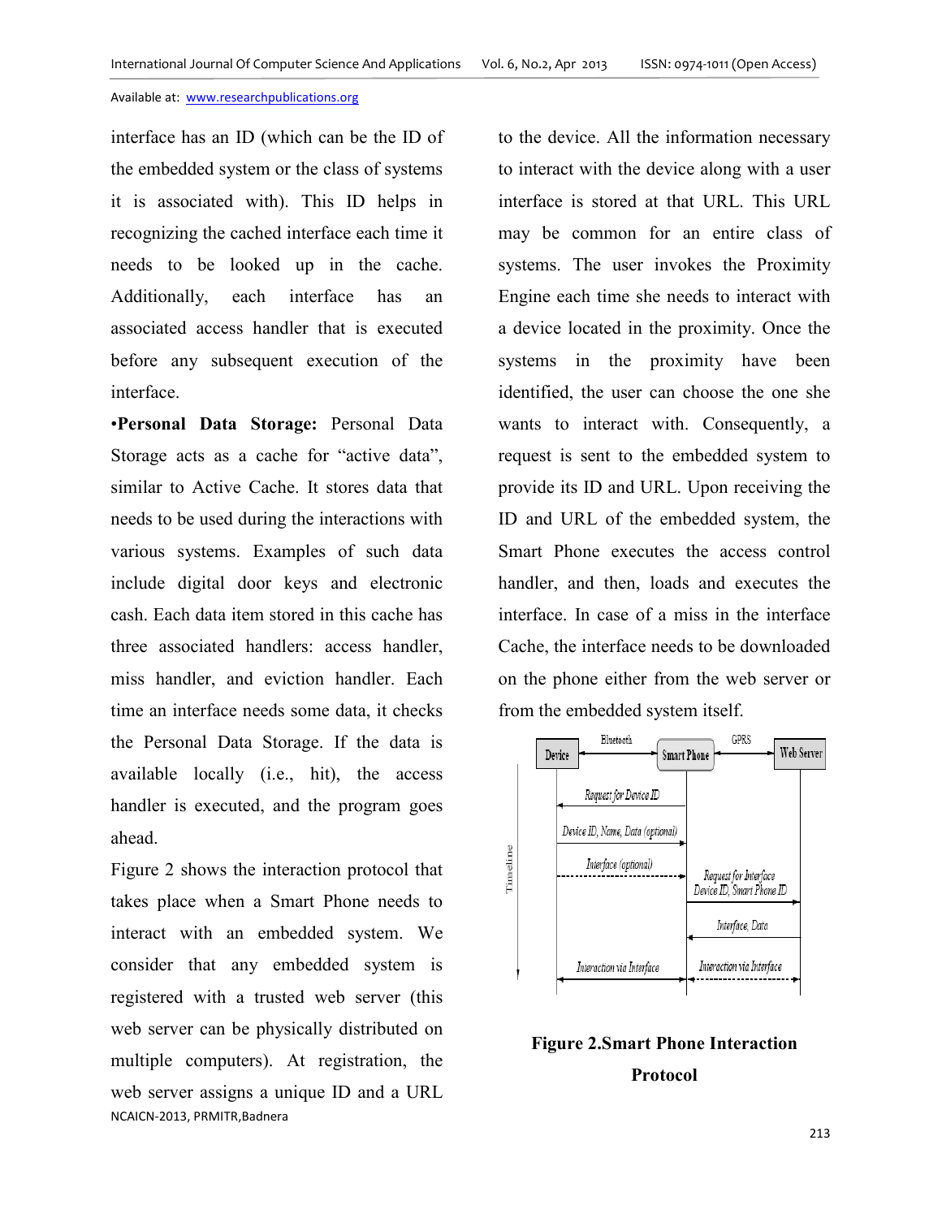interface has an ID (which can be the ID of the embedded system or the class of systems it is associated with). This ID helps in recognizing the cached interface each time it needs to be looked up in the cache. Additionally, each interface has an associated access handler that is executed before any subsequent execution of the interface.

•**Personal Data Storage:** Personal Data Storage acts as a cache for "active data", similar to Active Cache. It stores data that needs to be used during the interactions with various systems. Examples of such data include digital door keys and electronic cash. Each data item stored in this cache has three associated handlers: access handler, miss handler, and eviction handler. Each time an interface needs some data, it checks the Personal Data Storage. If the data is available locally (i.e., hit), the access handler is executed, and the program goes ahead.

Figure 2 shows the interaction protocol that takes place when a Smart Phone needs to interact with an embedded system. We consider that any embedded system is registered with a trusted web server (this web server can be physically distributed on multiple computers). At registration, the web server assigns a unique ID and a URL to the device. All the information necessary to interact with the device along with a user interface is stored at that URL. This URL may be common for an entire class of systems. The user invokes the Proximity Engine each time she needs to interact with a device located in the proximity. Once the systems in the proximity have been identified, the user can choose the one she wants to interact with. Consequently, a request is sent to the embedded system to provide its ID and URL. Upon receiving the ID and URL of the embedded system, the Smart Phone executes the access control handler, and then, loads and executes the interface. In case of a miss in the interface Cache, the interface needs to be downloaded on the phone either from the web server or from the embedded system itself.

**Figure 2.Smart Phone Interaction Protocol**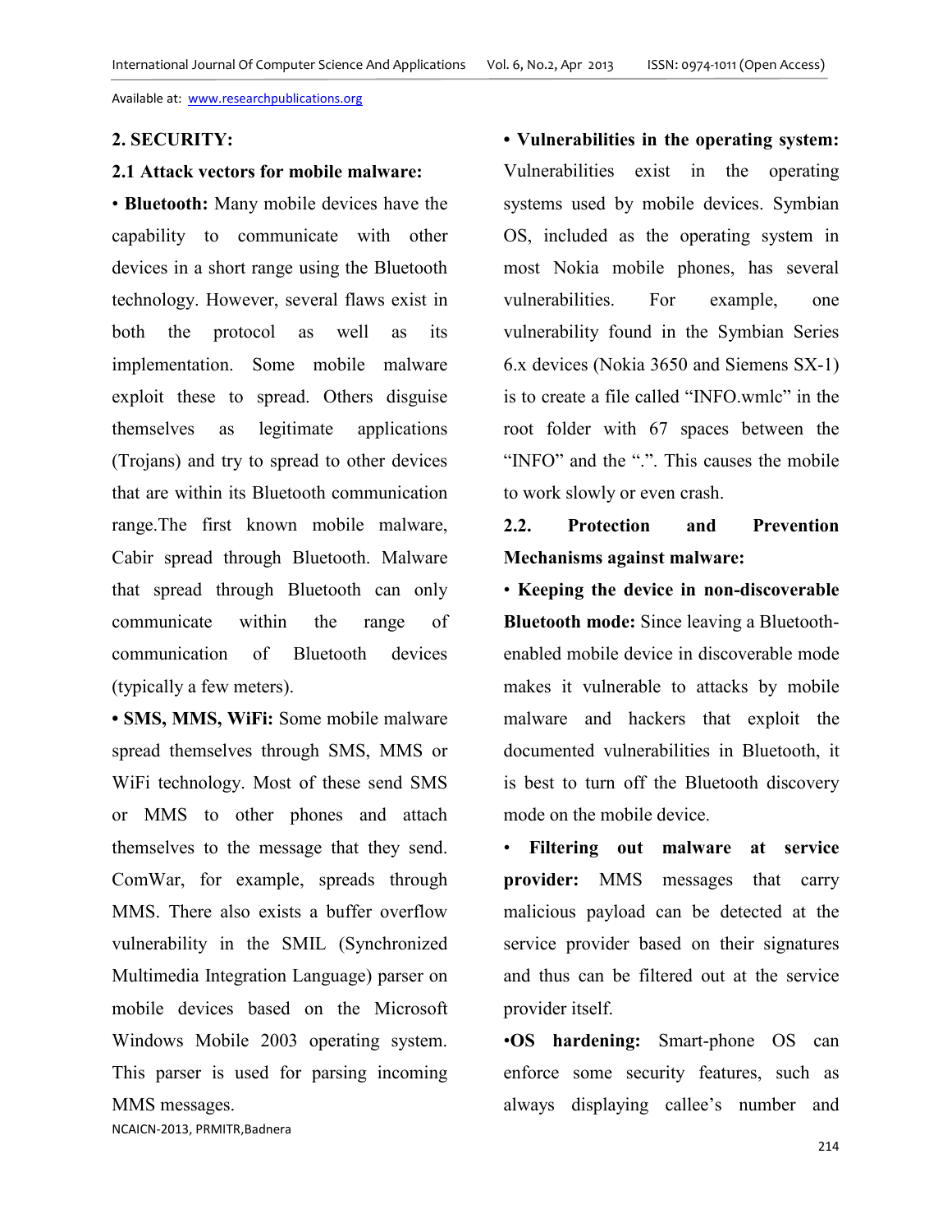## 2. SECURITY:

### 2.1 Attack vectors for mobile malware:

• **Bluetooth:** Many mobile devices have the capability to communicate with other devices in a short range using the Bluetooth technology. However, several flaws exist in both the protocol as well as its implementation. Some mobile malware exploit these to spread. Others disguise themselves as legitimate applications (Trojans) and try to spread to other devices that are within its Bluetooth communication range.The first known mobile malware, Cabir spread through Bluetooth. Malware that spread through Bluetooth can only communicate within the range of communication of Bluetooth devices (typically a few meters).

• **SMS, MMS, WiFi:** Some mobile malware spread themselves through SMS, MMS or WiFi technology. Most of these send SMS or MMS to other phones and attach themselves to the message that they send. ComWar, for example, spreads through MMS. There also exists a buffer overflow vulnerability in the SMIL (Synchronized Multimedia Integration Language) parser on mobile devices based on the Microsoft Windows Mobile 2003 operating system. This parser is used for parsing incoming MMS messages.

• **Vulnerabilities in the operating system:** Vulnerabilities exist in the operating systems used by mobile devices. Symbian OS, included as the operating system in most Nokia mobile phones, has several vulnerabilities. For example, one vulnerability found in the Symbian Series 6.x devices (Nokia 3650 and Siemens SX-1) is to create a file called "INFO.wmlc" in the root folder with 67 spaces between the "INFO" and the ".". This causes the mobile to work slowly or even crash.

### 2.2. Protection and Prevention Mechanisms against malware:

• **Keeping the device in non-discoverable Bluetooth mode:** Since leaving a Bluetooth-enabled mobile device in discoverable mode makes it vulnerable to attacks by mobile malware and hackers that exploit the documented vulnerabilities in Bluetooth, it is best to turn off the Bluetooth discovery mode on the mobile device.

• **Filtering out malware at service provider:** MMS messages that carry malicious payload can be detected at the service provider based on their signatures and thus can be filtered out at the service provider itself.

•**OS hardening:** Smart-phone OS can enforce some security features, such as always displaying callee's number and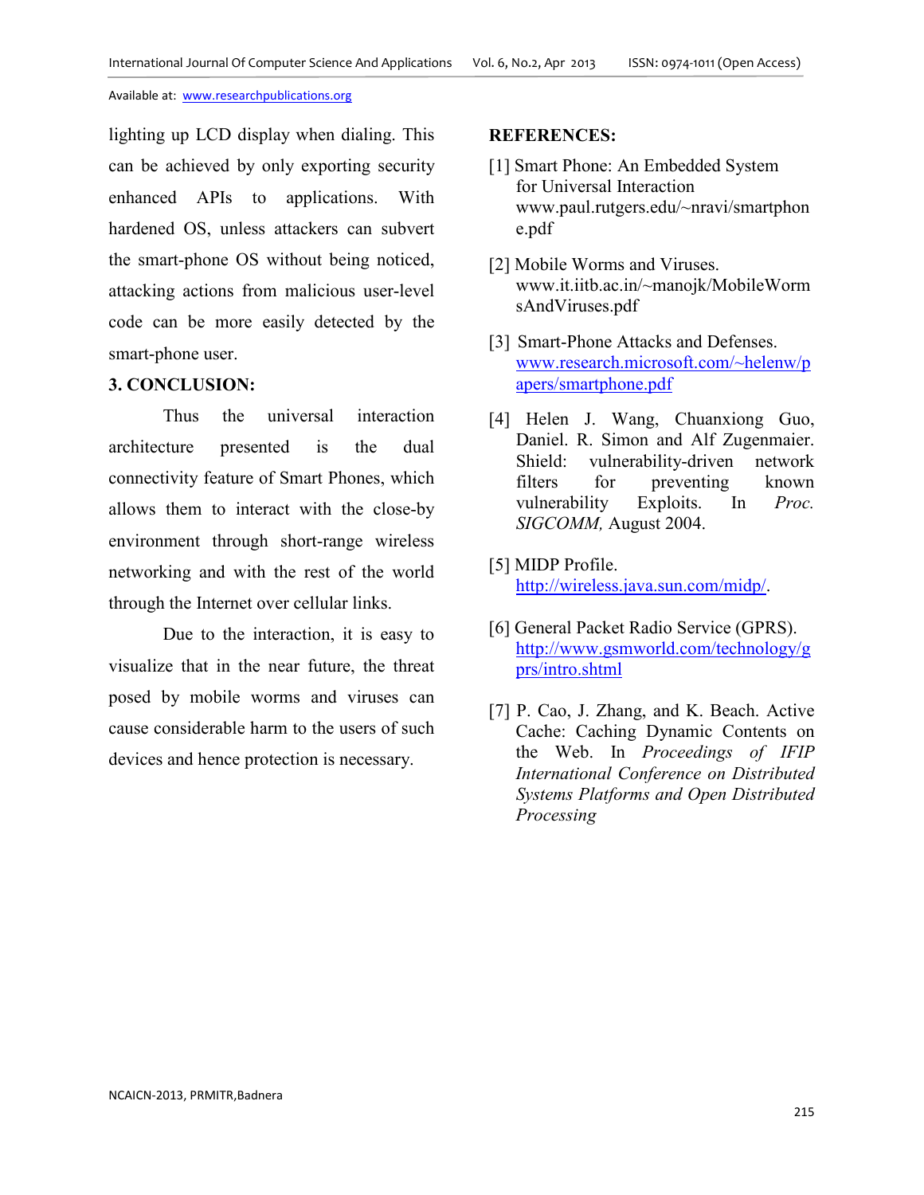lighting up LCD display when dialing. This can be achieved by only exporting security enhanced APIs to applications. With hardened OS, unless attackers can subvert the smart-phone OS without being noticed, attacking actions from malicious user-level code can be more easily detected by the smart-phone user.

## 3. CONCLUSION:

Thus the universal interaction architecture presented is the dual connectivity feature of Smart Phones, which allows them to interact with the close-by environment through short-range wireless networking and with the rest of the world through the Internet over cellular links.

Due to the interaction, it is easy to visualize that in the near future, the threat posed by mobile worms and viruses can cause considerable harm to the users of such devices and hence protection is necessary.

## REFERENCES:

[1] Smart Phone: An Embedded System for Universal Interaction www.paul.rutgers.edu/~nravi/smartphone.pdf

[2] Mobile Worms and Viruses. www.it.iitb.ac.in/~manojk/MobileWormsAndViruses.pdf

[3] Smart-Phone Attacks and Defenses. www.research.microsoft.com/~helenw/papers/smartphone.pdf

[4] Helen J. Wang, Chuanxiong Guo, Daniel. R. Simon and Alf Zugenmaier. Shield: vulnerability-driven network filters for preventing known vulnerability Exploits. In *Proc. SIGCOMM,* August 2004.

[5] MIDP Profile. http://wireless.java.sun.com/midp/.

[6] General Packet Radio Service (GPRS). http://www.gsmworld.com/technology/gprs/intro.shtml

[7] P. Cao, J. Zhang, and K. Beach. Active Cache: Caching Dynamic Contents on the Web. In *Proceedings of IFIP International Conference on Distributed Systems Platforms and Open Distributed Processing*